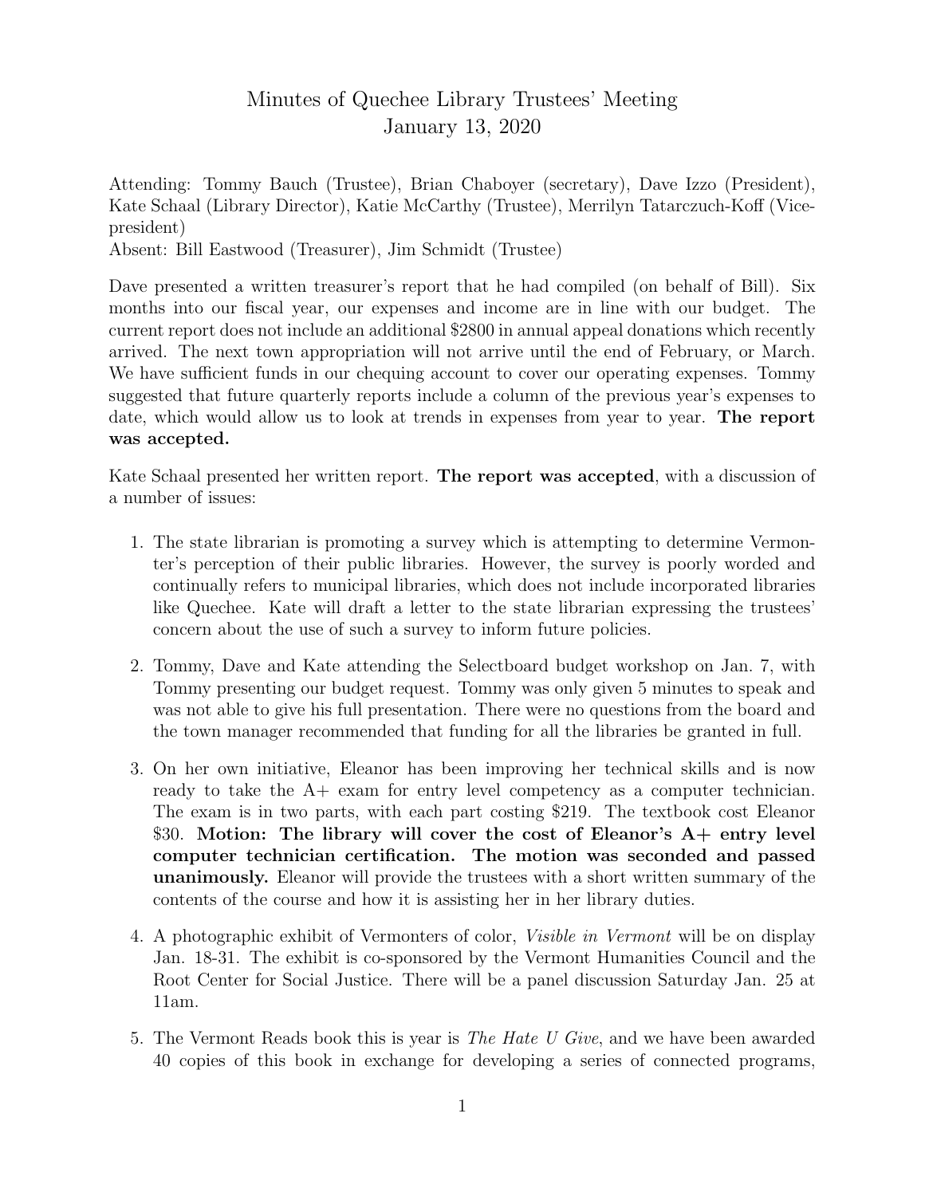# Minutes of Quechee Library Trustees' Meeting
## January 13, 2020

Attending: Tommy Bauch (Trustee), Brian Chaboyer (secretary), Dave Izzo (President), Kate Schaal (Library Director), Katie McCarthy (Trustee), Merrilyn Tatarczuch-Koff (Vice-president)
Absent: Bill Eastwood (Treasurer), Jim Schmidt (Trustee)

Dave presented a written treasurer's report that he had compiled (on behalf of Bill). Six months into our fiscal year, our expenses and income are in line with our budget. The current report does not include an additional $2800 in annual appeal donations which recently arrived. The next town appropriation will not arrive until the end of February, or March. We have sufficient funds in our chequing account to cover our operating expenses. Tommy suggested that future quarterly reports include a column of the previous year's expenses to date, which would allow us to look at trends in expenses from year to year. **The report was accepted.**

Kate Schaal presented her written report. **The report was accepted**, with a discussion of a number of issues:

1. The state librarian is promoting a survey which is attempting to determine Vermonter's perception of their public libraries. However, the survey is poorly worded and continually refers to municipal libraries, which does not include incorporated libraries like Quechee. Kate will draft a letter to the state librarian expressing the trustees' concern about the use of such a survey to inform future policies.

2. Tommy, Dave and Kate attending the Selectboard budget workshop on Jan. 7, with Tommy presenting our budget request. Tommy was only given 5 minutes to speak and was not able to give his full presentation. There were no questions from the board and the town manager recommended that funding for all the libraries be granted in full.

3. On her own initiative, Eleanor has been improving her technical skills and is now ready to take the A+ exam for entry level competency as a computer technician. The exam is in two parts, with each part costing $219. The textbook cost Eleanor $30. **Motion: The library will cover the cost of Eleanor's A+ entry level computer technician certification. The motion was seconded and passed unanimously.** Eleanor will provide the trustees with a short written summary of the contents of the course and how it is assisting her in her library duties.

4. A photographic exhibit of Vermonters of color, *Visible in Vermont* will be on display Jan. 18-31. The exhibit is co-sponsored by the Vermont Humanities Council and the Root Center for Social Justice. There will be a panel discussion Saturday Jan. 25 at 11am.

5. The Vermont Reads book this is year is *The Hate U Give*, and we have been awarded 40 copies of this book in exchange for developing a series of connected programs,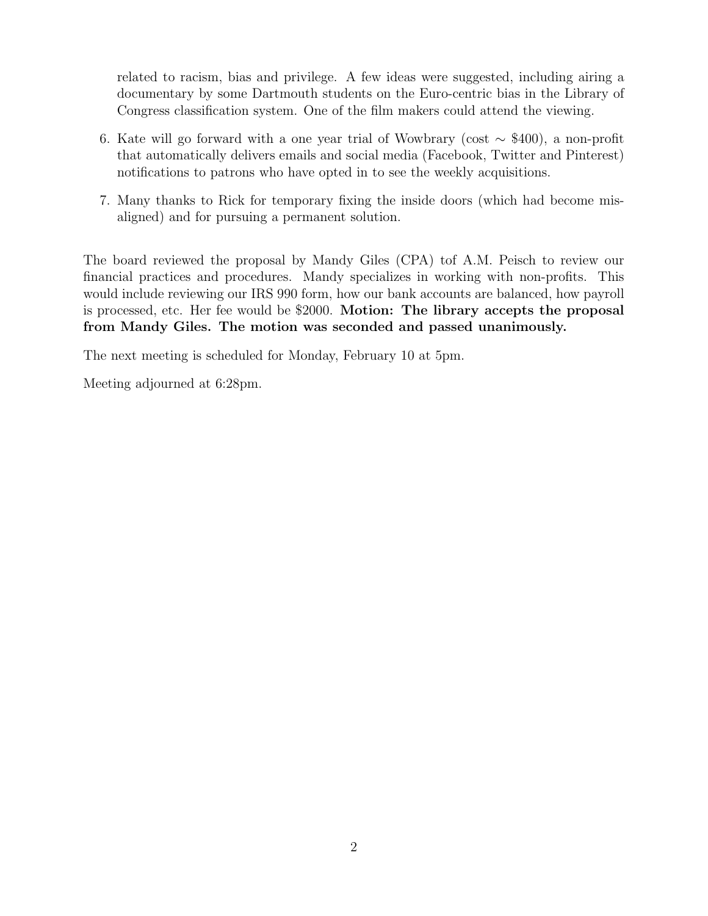related to racism, bias and privilege. A few ideas were suggested, including airing a documentary by some Dartmouth students on the Euro-centric bias in the Library of Congress classification system. One of the film makers could attend the viewing.

6. Kate will go forward with a one year trial of Wowbrary (cost ~ $400), a non-profit that automatically delivers emails and social media (Facebook, Twitter and Pinterest) notifications to patrons who have opted in to see the weekly acquisitions.

7. Many thanks to Rick for temporary fixing the inside doors (which had become misaligned) and for pursuing a permanent solution.

The board reviewed the proposal by Mandy Giles (CPA) tof A.M. Peisch to review our financial practices and procedures. Mandy specializes in working with non-profits. This would include reviewing our IRS 990 form, how our bank accounts are balanced, how payroll is processed, etc. Her fee would be $2000. **Motion: The library accepts the proposal from Mandy Giles. The motion was seconded and passed unanimously.**

The next meeting is scheduled for Monday, February 10 at 5pm.

Meeting adjourned at 6:28pm.